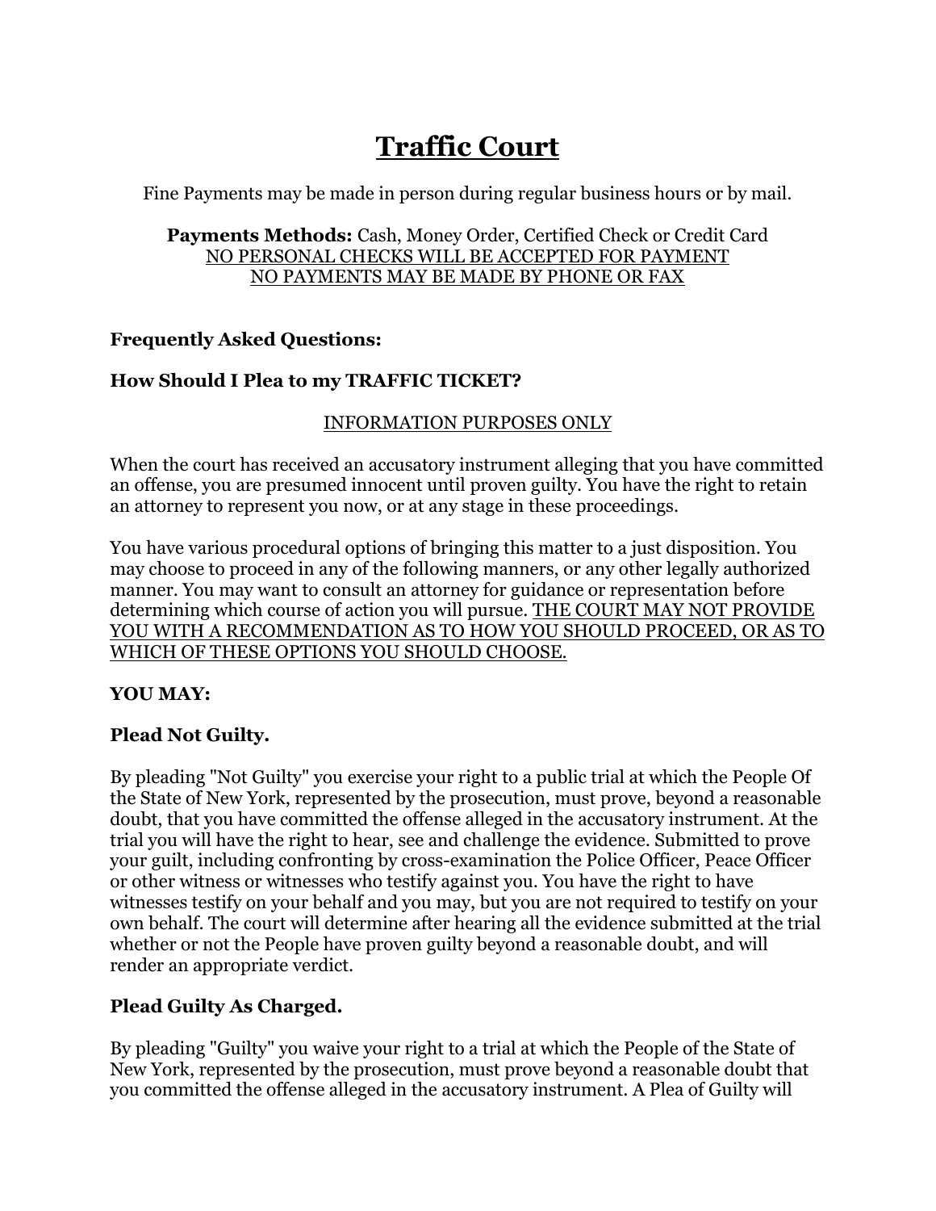# <u>Traffic Court</u>

Fine Payments may be made in person during regular business hours or by mail.

**Payments Methods:** Cash, Money Order, Certified Check or Credit Card
<u>NO PERSONAL CHECKS WILL BE ACCEPTED FOR PAYMENT</u>
<u>NO PAYMENTS MAY BE MADE BY PHONE OR FAX</u>

**Frequently Asked Questions:**

**How Should I Plea to my TRAFFIC TICKET?**

<u>INFORMATION PURPOSES ONLY</u>

When the court has received an accusatory instrument alleging that you have committed an offense, you are presumed innocent until proven guilty. You have the right to retain an attorney to represent you now, or at any stage in these proceedings.

You have various procedural options of bringing this matter to a just disposition. You may choose to proceed in any of the following manners, or any other legally authorized manner. You may want to consult an attorney for guidance or representation before determining which course of action you will pursue. <u>THE COURT MAY NOT PROVIDE YOU WITH A RECOMMENDATION AS TO HOW YOU SHOULD PROCEED, OR AS TO WHICH OF THESE OPTIONS YOU SHOULD CHOOSE.</u>

**YOU MAY:**

**Plead Not Guilty.**

By pleading "Not Guilty" you exercise your right to a public trial at which the People Of the State of New York, represented by the prosecution, must prove, beyond a reasonable doubt, that you have committed the offense alleged in the accusatory instrument. At the trial you will have the right to hear, see and challenge the evidence. Submitted to prove your guilt, including confronting by cross-examination the Police Officer, Peace Officer or other witness or witnesses who testify against you. You have the right to have witnesses testify on your behalf and you may, but you are not required to testify on your own behalf. The court will determine after hearing all the evidence submitted at the trial whether or not the People have proven guilty beyond a reasonable doubt, and will render an appropriate verdict.

**Plead Guilty As Charged.**

By pleading "Guilty" you waive your right to a trial at which the People of the State of New York, represented by the prosecution, must prove beyond a reasonable doubt that you committed the offense alleged in the accusatory instrument. A Plea of Guilty will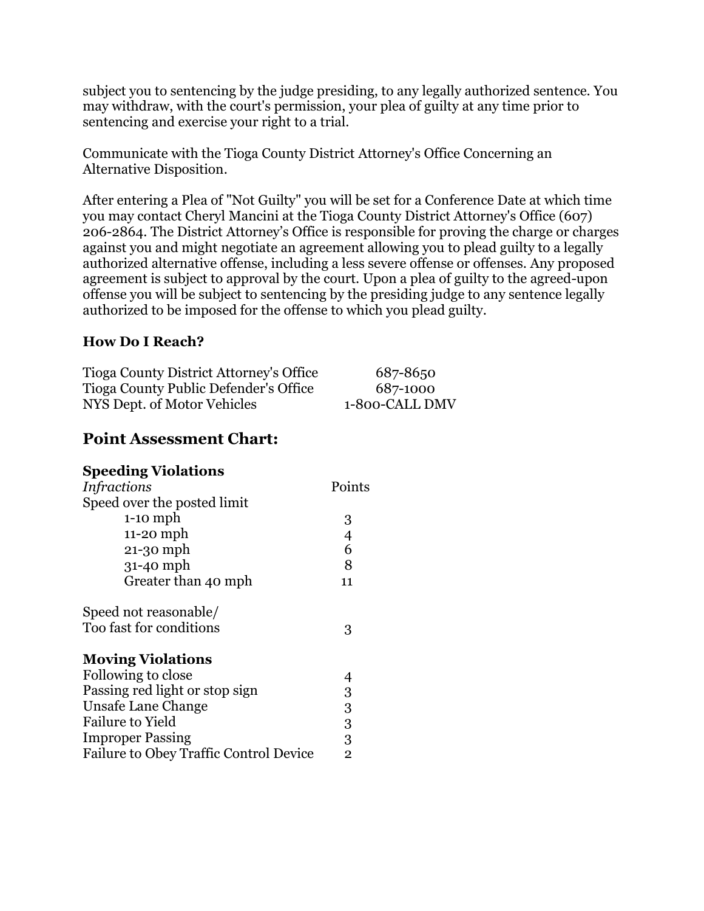subject you to sentencing by the judge presiding, to any legally authorized sentence. You may withdraw, with the court's permission, your plea of guilty at any time prior to sentencing and exercise your right to a trial.

Communicate with the Tioga County District Attorney's Office Concerning an Alternative Disposition.

After entering a Plea of "Not Guilty" you will be set for a Conference Date at which time you may contact Cheryl Mancini at the Tioga County District Attorney's Office (607) 206-2864. The District Attorney's Office is responsible for proving the charge or charges against you and might negotiate an agreement allowing you to plead guilty to a legally authorized alternative offense, including a less severe offense or offenses. Any proposed agreement is subject to approval by the court. Upon a plea of guilty to the agreed-upon offense you will be subject to sentencing by the presiding judge to any sentence legally authorized to be imposed for the offense to which you plead guilty.

### How Do I Reach?

| | |
|---|---|
| Tioga County District Attorney's Office | 687-8650 |
| Tioga County Public Defender's Office | 687-1000 |
| NYS Dept. of Motor Vehicles | 1-800-CALL DMV |

## Point Assessment Chart:

| **Speeding Violations** | |
|---|---|
| *Infractions* | Points |
| Speed over the posted limit | |
| 1-10 mph | 3 |
| 11-20 mph | 4 |
| 21-30 mph | 6 |
| 31-40 mph | 8 |
| Greater than 40 mph | 11 |
| Speed not reasonable/ Too fast for conditions | 3 |
| **Moving Violations** | |
| Following to close | 4 |
| Passing red light or stop sign | 3 |
| Unsafe Lane Change | 3 |
| Failure to Yield | 3 |
| Improper Passing | 3 |
| Failure to Obey Traffic Control Device | 2 |